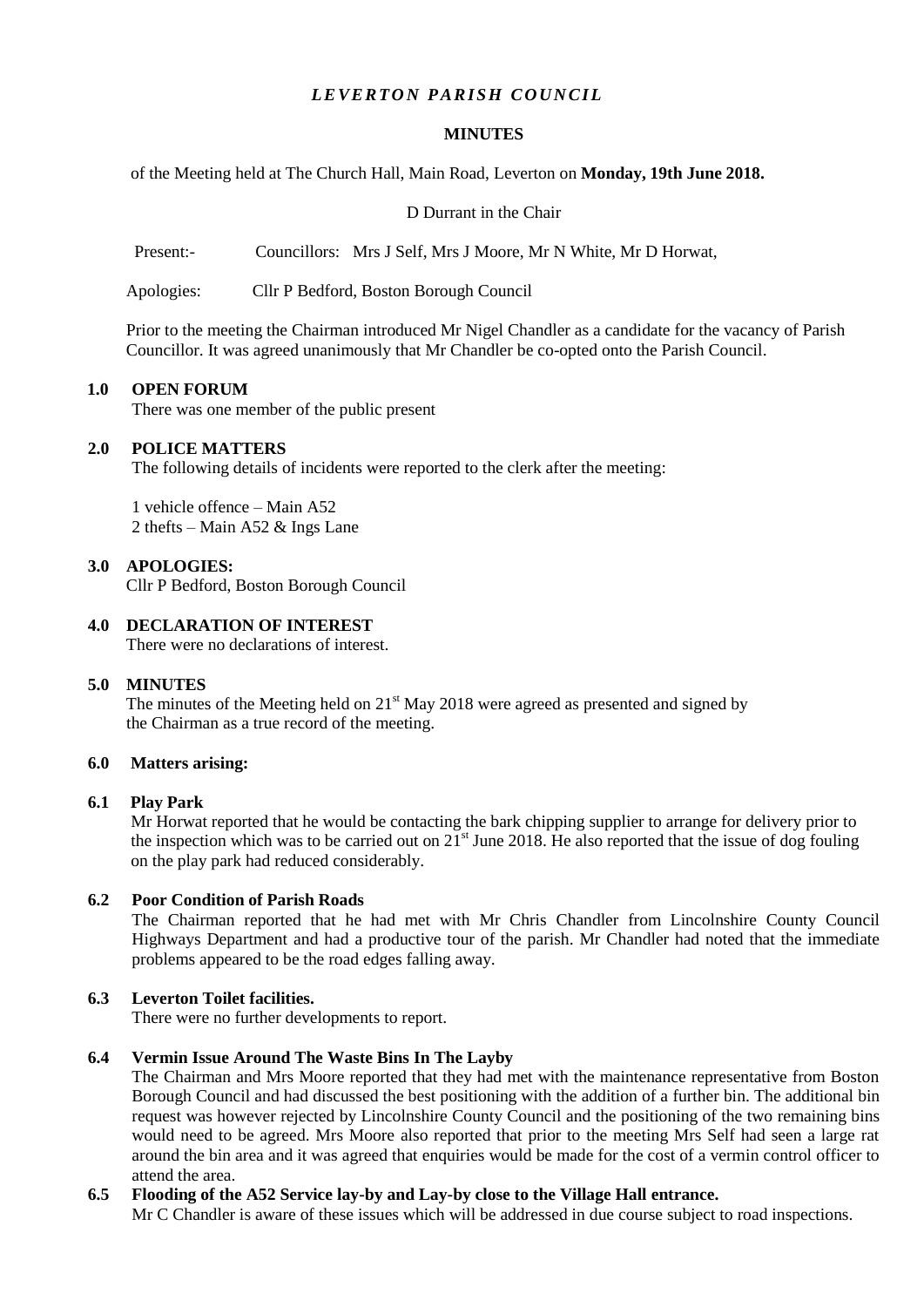# *LEVERTON PARISH COUNCIL*

## MINUTES

of the Meeting held at The Church Hall, Main Road, Leverton on **Monday, 19th June 2018.**

D Durrant in the Chair

Present:- Councillors: Mrs J Self, Mrs J Moore, Mr N White, Mr D Horwat,

Apologies: Cllr P Bedford, Boston Borough Council

Prior to the meeting the Chairman introduced Mr Nigel Chandler as a candidate for the vacancy of Parish Councillor. It was agreed unanimously that Mr Chandler be co-opted onto the Parish Council.

### 1.0 OPEN FORUM

There was one member of the public present

### 2.0 POLICE MATTERS

The following details of incidents were reported to the clerk after the meeting:

1 vehicle offence – Main A52
2 thefts – Main A52 & Ings Lane

### 3.0 APOLOGIES:

Cllr P Bedford, Boston Borough Council

### 4.0 DECLARATION OF INTEREST

There were no declarations of interest.

### 5.0 MINUTES

The minutes of the Meeting held on 21st May 2018 were agreed as presented and signed by the Chairman as a true record of the meeting.

### 6.0 Matters arising:

#### 6.1 Play Park

Mr Horwat reported that he would be contacting the bark chipping supplier to arrange for delivery prior to the inspection which was to be carried out on 21st June 2018. He also reported that the issue of dog fouling on the play park had reduced considerably.

#### 6.2 Poor Condition of Parish Roads

The Chairman reported that he had met with Mr Chris Chandler from Lincolnshire County Council Highways Department and had a productive tour of the parish. Mr Chandler had noted that the immediate problems appeared to be the road edges falling away.

#### 6.3 Leverton Toilet facilities.

There were no further developments to report.

#### 6.4 Vermin Issue Around The Waste Bins In The Layby

The Chairman and Mrs Moore reported that they had met with the maintenance representative from Boston Borough Council and had discussed the best positioning with the addition of a further bin. The additional bin request was however rejected by Lincolnshire County Council and the positioning of the two remaining bins would need to be agreed. Mrs Moore also reported that prior to the meeting Mrs Self had seen a large rat around the bin area and it was agreed that enquiries would be made for the cost of a vermin control officer to attend the area.

#### 6.5 Flooding of the A52 Service lay-by and Lay-by close to the Village Hall entrance.

Mr C Chandler is aware of these issues which will be addressed in due course subject to road inspections.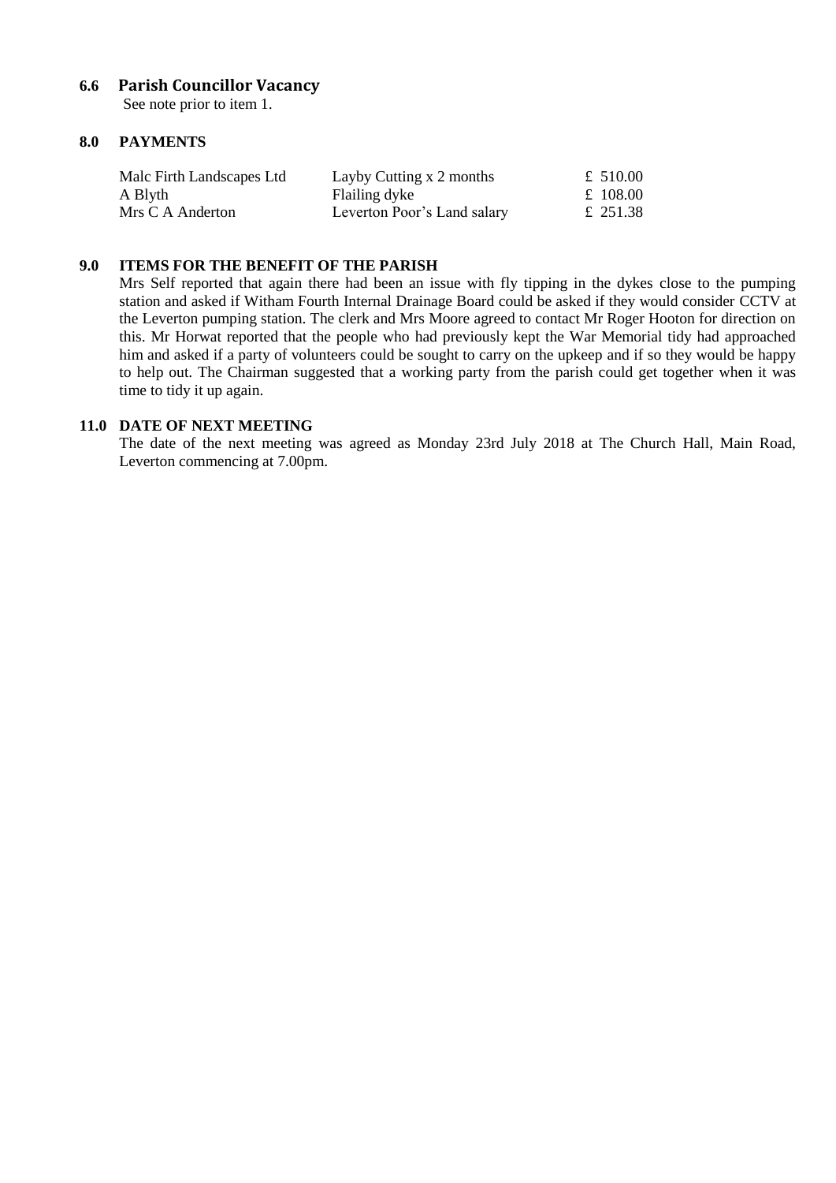## 6.6 Parish Councillor Vacancy

See note prior to item 1.

## 8.0 PAYMENTS

| | | |
|---|---|---|
| Malc Firth Landscapes Ltd | Layby Cutting x 2 months | £ 510.00 |
| A Blyth | Flailing dyke | £ 108.00 |
| Mrs C A Anderton | Leverton Poor's Land salary | £ 251.38 |

## 9.0 ITEMS FOR THE BENEFIT OF THE PARISH

Mrs Self reported that again there had been an issue with fly tipping in the dykes close to the pumping station and asked if Witham Fourth Internal Drainage Board could be asked if they would consider CCTV at the Leverton pumping station. The clerk and Mrs Moore agreed to contact Mr Roger Hooton for direction on this. Mr Horwat reported that the people who had previously kept the War Memorial tidy had approached him and asked if a party of volunteers could be sought to carry on the upkeep and if so they would be happy to help out. The Chairman suggested that a working party from the parish could get together when it was time to tidy it up again.

## 11.0 DATE OF NEXT MEETING

The date of the next meeting was agreed as Monday 23rd July 2018 at The Church Hall, Main Road, Leverton commencing at 7.00pm.